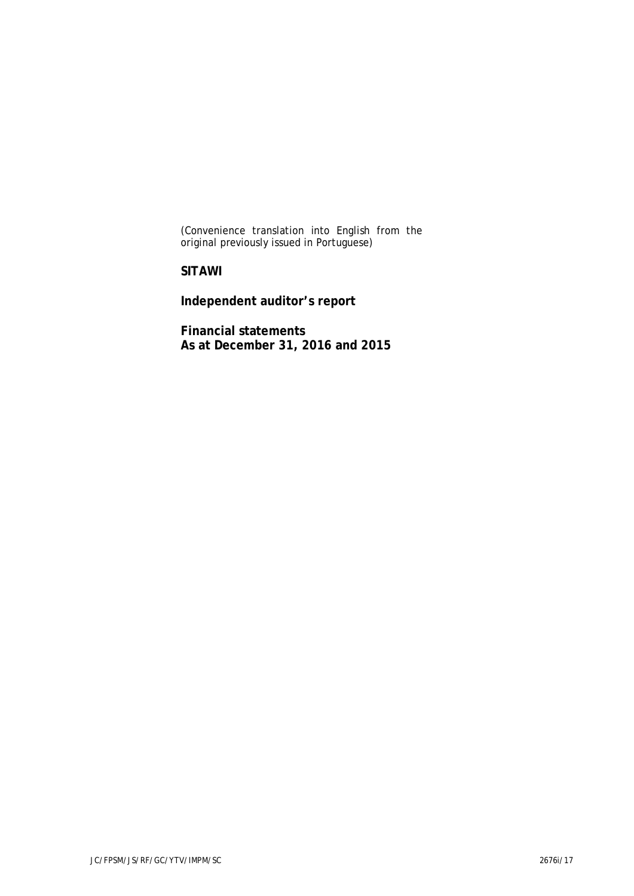(Convenience translation into English from the original previously issued in Portuguese)

**SITAWI**

**Independent auditor's report**

**Financial statements**
**As at December 31, 2016 and 2015**

JC/FPSM/JS/RF/GC/YTV/IMPM/SC 2676i/17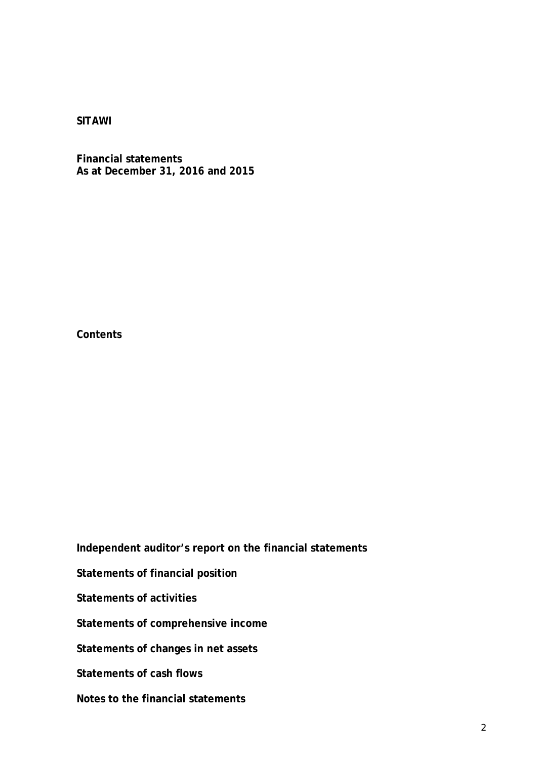**SITAWI**

**Financial statements**
**As at December 31, 2016 and 2015**

**Contents**

**Independent auditor's report on the financial statements**

**Statements of financial position**

**Statements of activities**

**Statements of comprehensive income**

**Statements of changes in net assets**

**Statements of cash flows**

**Notes to the financial statements**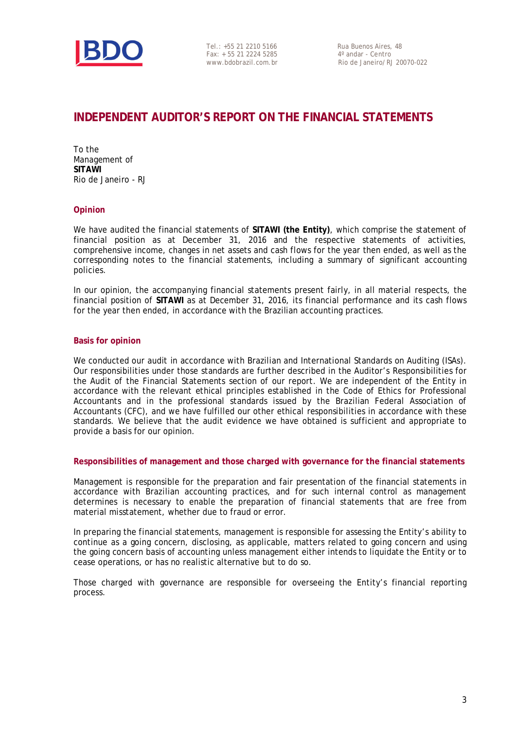Tel.: +55 21 2210 5166
Fax: + 55 21 2224 5285
www.bdobrazil.com.br

Rua Buenos Aires, 48
4º andar - Centro
Rio de Janeiro/RJ 20070-022

# INDEPENDENT AUDITOR'S REPORT ON THE FINANCIAL STATEMENTS

To the
Management of
**SITAWI**
Rio de Janeiro - RJ

## Opinion

We have audited the financial statements of **SITAWI (the Entity)**, which comprise the statement of financial position as at December 31, 2016 and the respective statements of activities, comprehensive income, changes in net assets and cash flows for the year then ended, as well as the corresponding notes to the financial statements, including a summary of significant accounting policies.

In our opinion, the accompanying financial statements present fairly, in all material respects, the financial position of **SITAWI** as at December 31, 2016, its financial performance and its cash flows for the year then ended, in accordance with the Brazilian accounting practices.

## Basis for opinion

We conducted our audit in accordance with Brazilian and International Standards on Auditing (ISAs). Our responsibilities under those standards are further described in the Auditor's Responsibilities for the Audit of the Financial Statements section of our report. We are independent of the Entity in accordance with the relevant ethical principles established in the Code of Ethics for Professional Accountants and in the professional standards issued by the Brazilian Federal Association of Accountants (CFC), and we have fulfilled our other ethical responsibilities in accordance with these standards. We believe that the audit evidence we have obtained is sufficient and appropriate to provide a basis for our opinion.

## Responsibilities of management and those charged with governance for the financial statements

Management is responsible for the preparation and fair presentation of the financial statements in accordance with Brazilian accounting practices, and for such internal control as management determines is necessary to enable the preparation of financial statements that are free from material misstatement, whether due to fraud or error.

In preparing the financial statements, management is responsible for assessing the Entity's ability to continue as a going concern, disclosing, as applicable, matters related to going concern and using the going concern basis of accounting unless management either intends to liquidate the Entity or to cease operations, or has no realistic alternative but to do so.

Those charged with governance are responsible for overseeing the Entity's financial reporting process.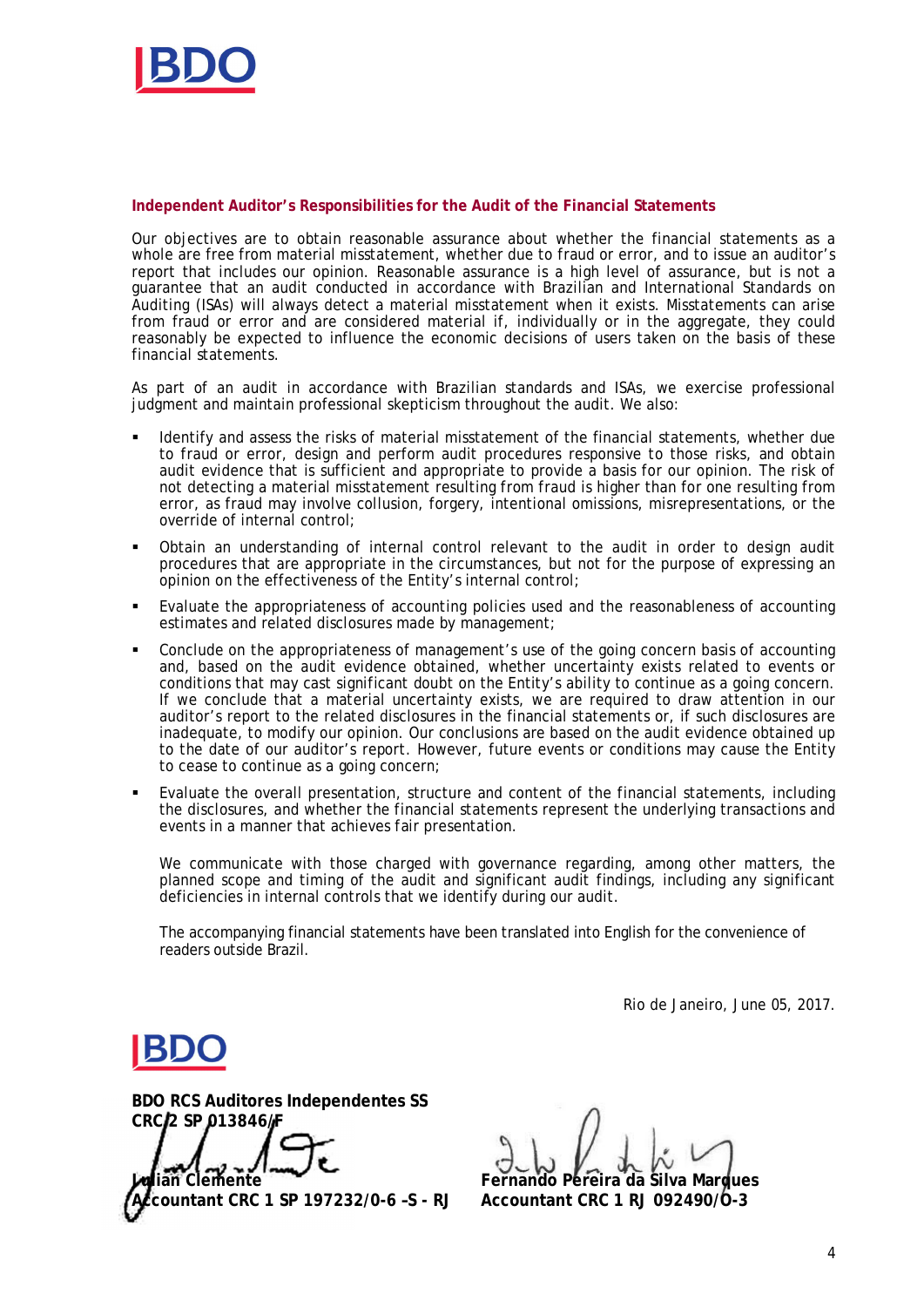### Independent Auditor's Responsibilities for the Audit of the Financial Statements

Our objectives are to obtain reasonable assurance about whether the financial statements as a whole are free from material misstatement, whether due to fraud or error, and to issue an auditor's report that includes our opinion. Reasonable assurance is a high level of assurance, but is not a guarantee that an audit conducted in accordance with Brazilian and International Standards on Auditing (ISAs) will always detect a material misstatement when it exists. Misstatements can arise from fraud or error and are considered material if, individually or in the aggregate, they could reasonably be expected to influence the economic decisions of users taken on the basis of these financial statements.

As part of an audit in accordance with Brazilian standards and ISAs, we exercise professional judgment and maintain professional skepticism throughout the audit. We also:

- Identify and assess the risks of material misstatement of the financial statements, whether due to fraud or error, design and perform audit procedures responsive to those risks, and obtain audit evidence that is sufficient and appropriate to provide a basis for our opinion. The risk of not detecting a material misstatement resulting from fraud is higher than for one resulting from error, as fraud may involve collusion, forgery, intentional omissions, misrepresentations, or the override of internal control;
- Obtain an understanding of internal control relevant to the audit in order to design audit procedures that are appropriate in the circumstances, but not for the purpose of expressing an opinion on the effectiveness of the Entity's internal control;
- Evaluate the appropriateness of accounting policies used and the reasonableness of accounting estimates and related disclosures made by management;
- Conclude on the appropriateness of management's use of the going concern basis of accounting and, based on the audit evidence obtained, whether uncertainty exists related to events or conditions that may cast significant doubt on the Entity's ability to continue as a going concern. If we conclude that a material uncertainty exists, we are required to draw attention in our auditor's report to the related disclosures in the financial statements or, if such disclosures are inadequate, to modify our opinion. Our conclusions are based on the audit evidence obtained up to the date of our auditor's report. However, future events or conditions may cause the Entity to cease to continue as a going concern;
- Evaluate the overall presentation, structure and content of the financial statements, including the disclosures, and whether the financial statements represent the underlying transactions and events in a manner that achieves fair presentation.

We communicate with those charged with governance regarding, among other matters, the planned scope and timing of the audit and significant audit findings, including any significant deficiencies in internal controls that we identify during our audit.

The accompanying financial statements have been translated into English for the convenience of readers outside Brazil.

Rio de Janeiro, June 05, 2017.

**BDO RCS Auditores Independentes SS**
**CRC 2 SP 013846/F**

**Julian Clemente**
**Accountant CRC 1 SP 197232/0-6 -S - RJ**

**Fernando Pereira da Silva Marques**
**Accountant CRC 1 RJ 092490/O-3**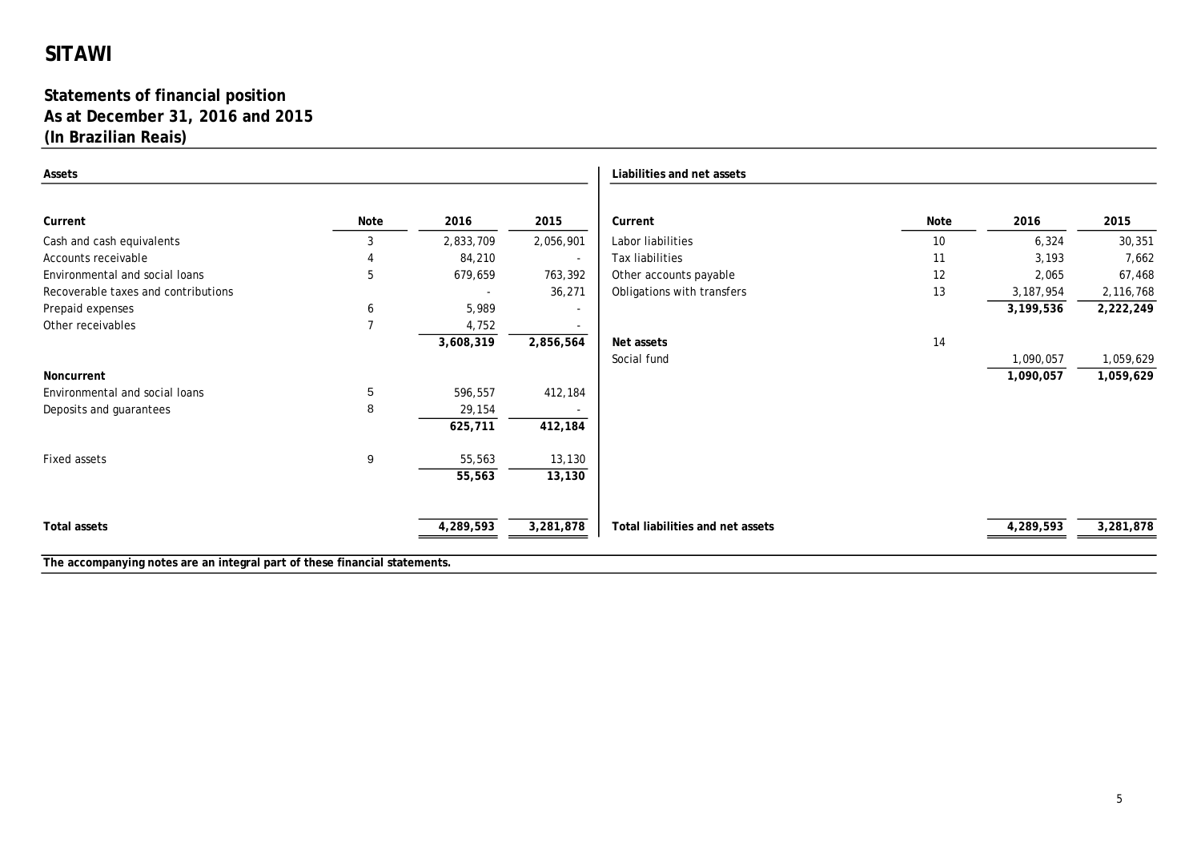# SITAWI

## Statements of financial position
## As at December 31, 2016 and 2015
## (In Brazilian Reais)

### Assets

| Current | Note | 2016 | 2015 |
|---|---|---|---|
| Cash and cash equivalents | 3 | 2,833,709 | 2,056,901 |
| Accounts receivable | 4 | 84,210 | - |
| Environmental and social loans | 5 | 679,659 | 763,392 |
| Recoverable taxes and contributions | | - | 36,271 |
| Prepaid expenses | 6 | 5,989 | - |
| Other receivables | 7 | 4,752 | - |
| | | **3,608,319** | **2,856,564** |
| **Noncurrent** | | | |
| Environmental and social loans | 5 | 596,557 | 412,184 |
| Deposits and guarantees | 8 | 29,154 | - |
| | | **625,711** | **412,184** |
| Fixed assets | 9 | 55,563 | 13,130 |
| | | **55,563** | **13,130** |
| **Total assets** | | **4,289,593** | **3,281,878** |

### Liabilities and net assets

| Current | Note | 2016 | 2015 |
|---|---|---|---|
| Labor liabilities | 10 | 6,324 | 30,351 |
| Tax liabilities | 11 | 3,193 | 7,662 |
| Other accounts payable | 12 | 2,065 | 67,468 |
| Obligations with transfers | 13 | 3,187,954 | 2,116,768 |
| | | **3,199,536** | **2,222,249** |
| **Net assets** | 14 | | |
| Social fund | | 1,090,057 | 1,059,629 |
| | | **1,090,057** | **1,059,629** |
| **Total liabilities and net assets** | | **4,289,593** | **3,281,878** |

**The accompanying notes are an integral part of these financial statements.**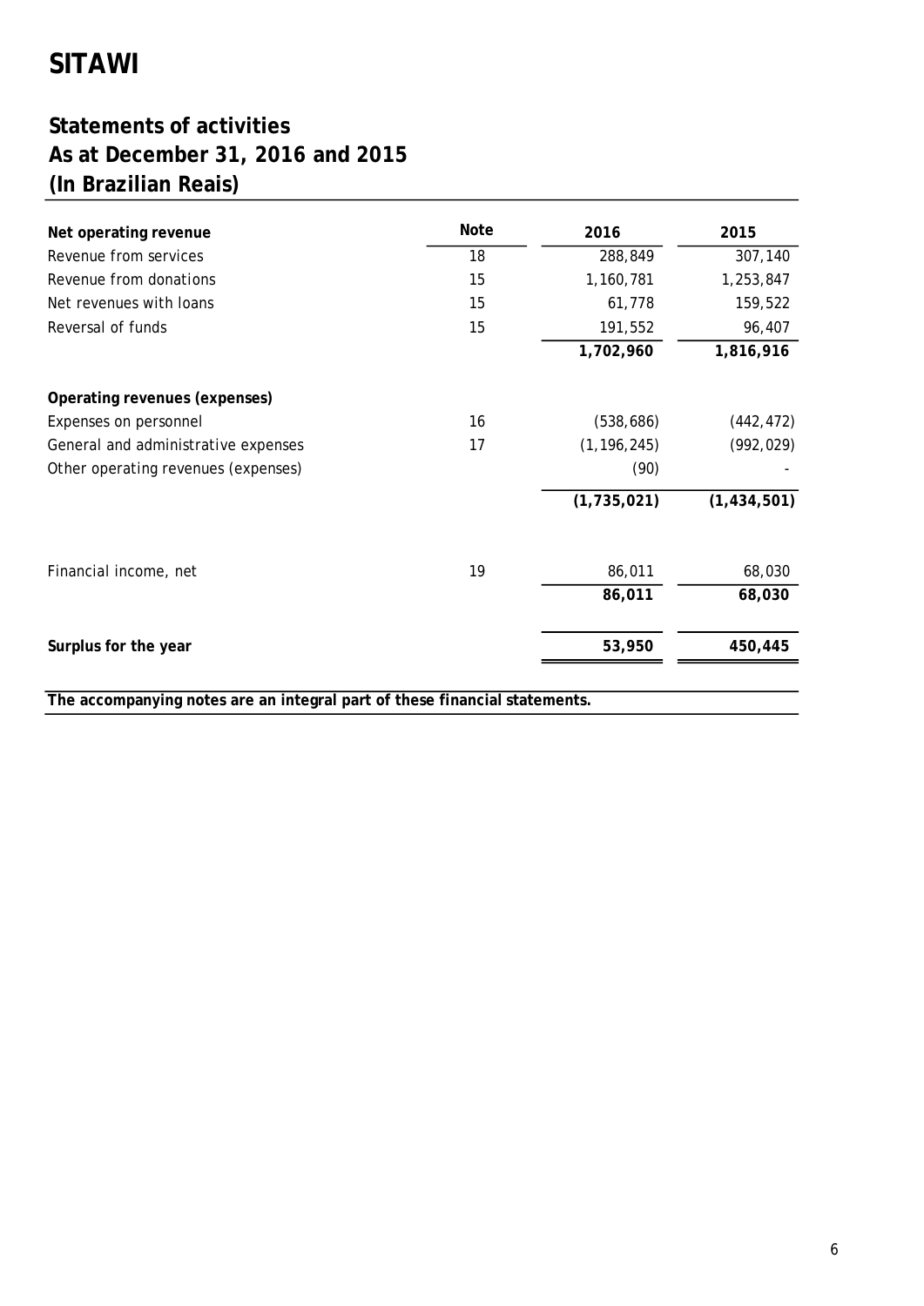# SITAWI

## Statements of activities
## As at December 31, 2016 and 2015
## (In Brazilian Reais)

| | Note | 2016 | 2015 |
|---|---|---|---|
| **Net operating revenue** | | | |
| Revenue from services | 18 | 288,849 | 307,140 |
| Revenue from donations | 15 | 1,160,781 | 1,253,847 |
| Net revenues with loans | 15 | 61,778 | 159,522 |
| Reversal of funds | 15 | 191,552 | 96,407 |
| | | **1,702,960** | **1,816,916** |
| **Operating revenues (expenses)** | | | |
| Expenses on personnel | 16 | (538,686) | (442,472) |
| General and administrative expenses | 17 | (1,196,245) | (992,029) |
| Other operating revenues (expenses) | | (90) | - |
| | | **(1,735,021)** | **(1,434,501)** |
| Financial income, net | 19 | 86,011 | 68,030 |
| | | **86,011** | **68,030** |
| **Surplus for the year** | | **53,950** | **450,445** |

**The accompanying notes are an integral part of these financial statements.**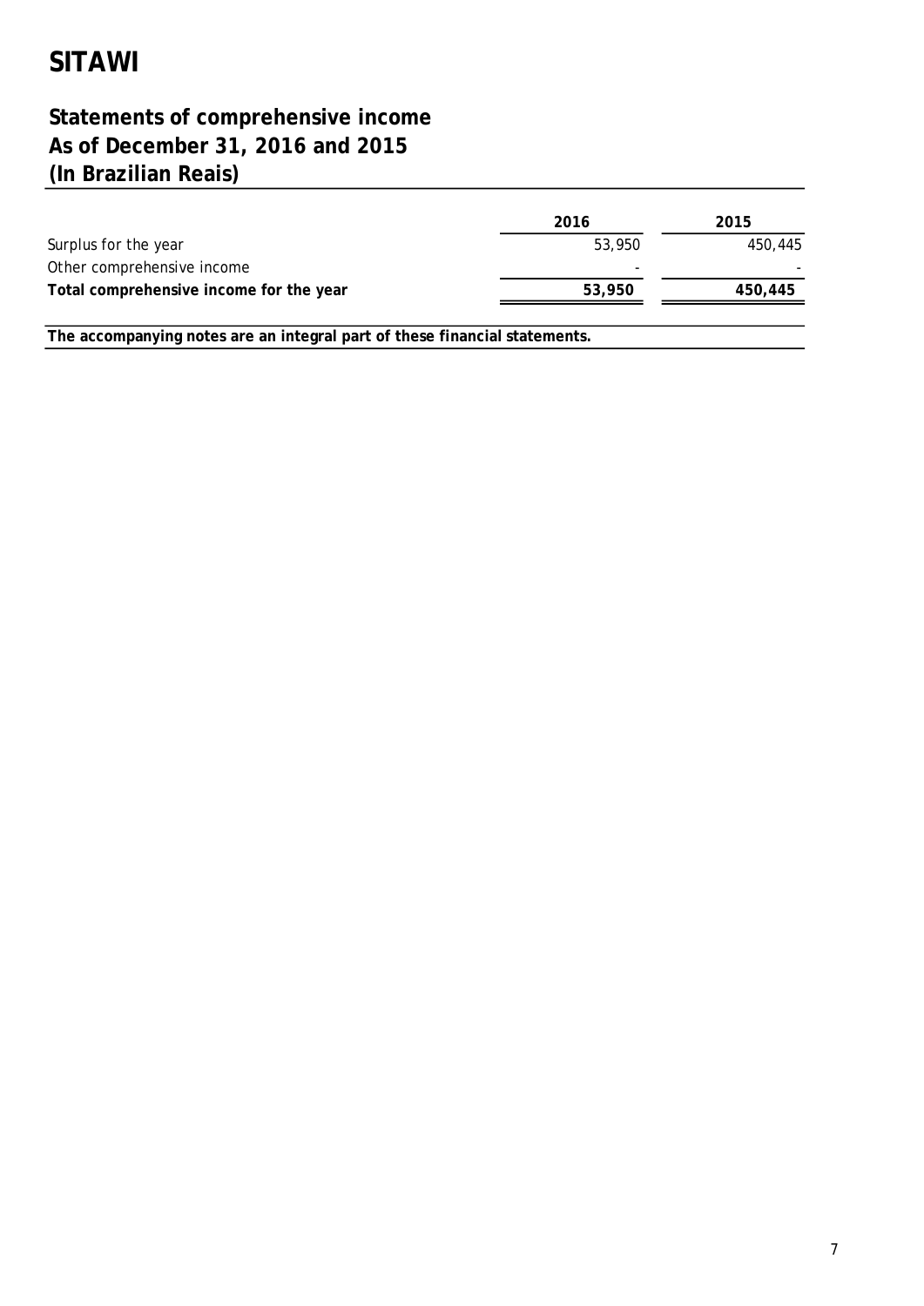# SITAWI

## Statements of comprehensive income
## As of December 31, 2016 and 2015
## (In Brazilian Reais)

| | 2016 | 2015 |
|---|---|---|
| Surplus for the year | 53,950 | 450,445 |
| Other comprehensive income | - | - |
| **Total comprehensive income for the year** | **53,950** | **450,445** |

**The accompanying notes are an integral part of these financial statements.**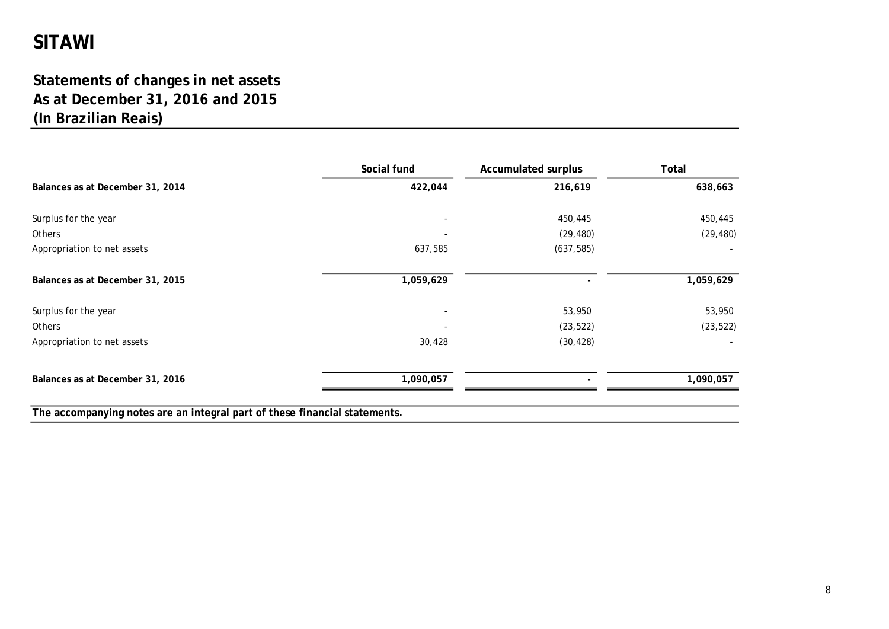# SITAWI

## Statements of changes in net assets
## As at December 31, 2016 and 2015
## (In Brazilian Reais)

| | Social fund | Accumulated surplus | Total |
|---|---|---|---|
| **Balances as at December 31, 2014** | **422,044** | **216,619** | **638,663** |
| Surplus for the year | - | 450,445 | 450,445 |
| Others | - | (29,480) | (29,480) |
| Appropriation to net assets | 637,585 | (637,585) | - |
| **Balances as at December 31, 2015** | **1,059,629** | **-** | **1,059,629** |
| Surplus for the year | - | 53,950 | 53,950 |
| Others | - | (23,522) | (23,522) |
| Appropriation to net assets | 30,428 | (30,428) | - |
| **Balances as at December 31, 2016** | **1,090,057** | **-** | **1,090,057** |

**The accompanying notes are an integral part of these financial statements.**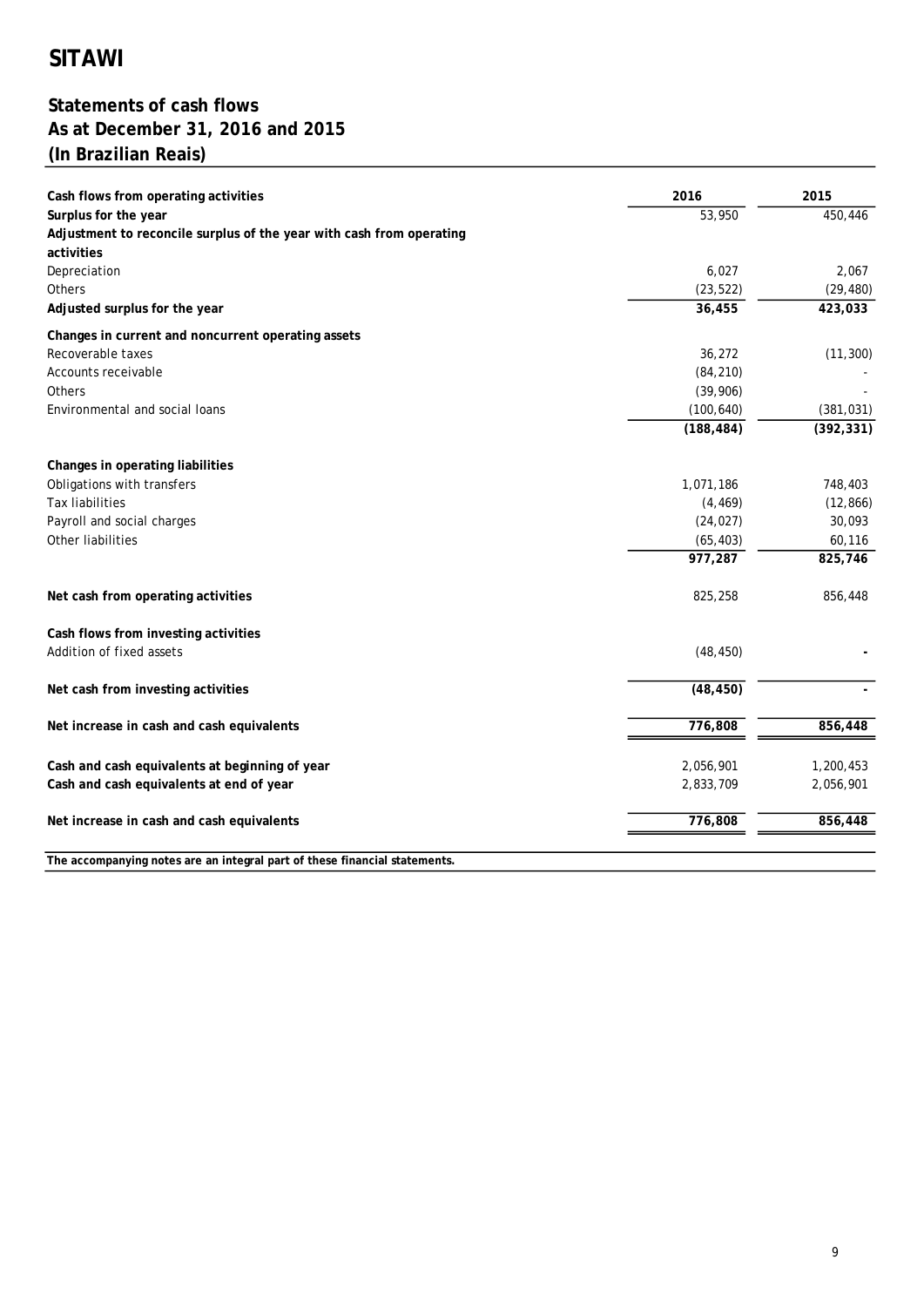# SITAWI

## Statements of cash flows
## As at December 31, 2016 and 2015
## (In Brazilian Reais)

| Cash flows from operating activities | 2016 | 2015 |
|---|---|---|
| **Surplus for the year** | 53,950 | 450,446 |
| **Adjustment to reconcile surplus of the year with cash from operating activities** | | |
| Depreciation | 6,027 | 2,067 |
| Others | (23,522) | (29,480) |
| **Adjusted surplus for the year** | **36,455** | **423,033** |
| **Changes in current and noncurrent operating assets** | | |
| Recoverable taxes | 36,272 | (11,300) |
| Accounts receivable | (84,210) | - |
| Others | (39,906) | - |
| Environmental and social loans | (100,640) | (381,031) |
| | **(188,484)** | **(392,331)** |
| **Changes in operating liabilities** | | |
| Obligations with transfers | 1,071,186 | 748,403 |
| Tax liabilities | (4,469) | (12,866) |
| Payroll and social charges | (24,027) | 30,093 |
| Other liabilities | (65,403) | 60,116 |
| | **977,287** | **825,746** |
| **Net cash from operating activities** | 825,258 | 856,448 |
| **Cash flows from investing activities** | | |
| Addition of fixed assets | (48,450) | - |
| **Net cash from investing activities** | **(48,450)** | **-** |
| **Net increase in cash and cash equivalents** | **776,808** | **856,448** |
| **Cash and cash equivalents at beginning of year** | 2,056,901 | 1,200,453 |
| **Cash and cash equivalents at end of year** | 2,833,709 | 2,056,901 |
| **Net increase in cash and cash equivalents** | **776,808** | **856,448** |

**The accompanying notes are an integral part of these financial statements.**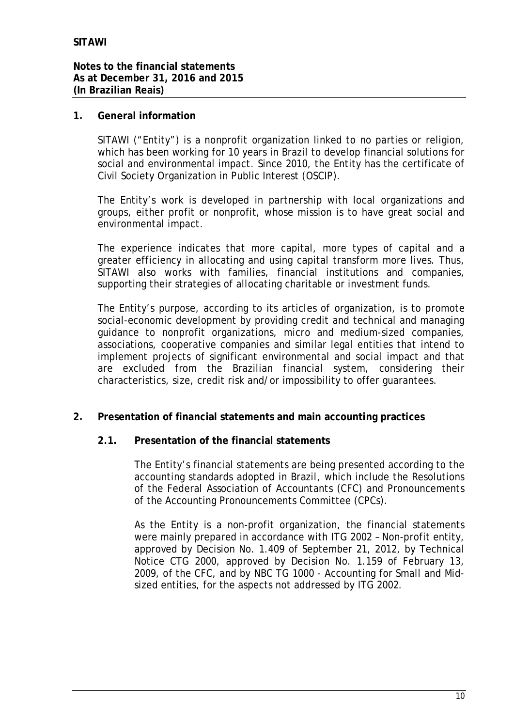## 1. General information

SITAWI ("Entity") is a nonprofit organization linked to no parties or religion, which has been working for 10 years in Brazil to develop financial solutions for social and environmental impact. Since 2010, the Entity has the certificate of Civil Society Organization in Public Interest (OSCIP).

The Entity's work is developed in partnership with local organizations and groups, either profit or nonprofit, whose mission is to have great social and environmental impact.

The experience indicates that more capital, more types of capital and a greater efficiency in allocating and using capital transform more lives. Thus, SITAWI also works with families, financial institutions and companies, supporting their strategies of allocating charitable or investment funds.

The Entity's purpose, according to its articles of organization, is to promote social-economic development by providing credit and technical and managing guidance to nonprofit organizations, micro and medium-sized companies, associations, cooperative companies and similar legal entities that intend to implement projects of significant environmental and social impact and that are excluded from the Brazilian financial system, considering their characteristics, size, credit risk and/or impossibility to offer guarantees.

## 2. Presentation of financial statements and main accounting practices

### 2.1. Presentation of the financial statements

The Entity's financial statements are being presented according to the accounting standards adopted in Brazil, which include the Resolutions of the Federal Association of Accountants (CFC) and Pronouncements of the Accounting Pronouncements Committee (CPCs).

As the Entity is a non-profit organization, the financial statements were mainly prepared in accordance with ITG 2002 – Non-profit entity, approved by Decision No. 1.409 of September 21, 2012, by Technical Notice CTG 2000, approved by Decision No. 1.159 of February 13, 2009, of the CFC, and by NBC TG 1000 - Accounting for Small and Mid-sized entities, for the aspects not addressed by ITG 2002.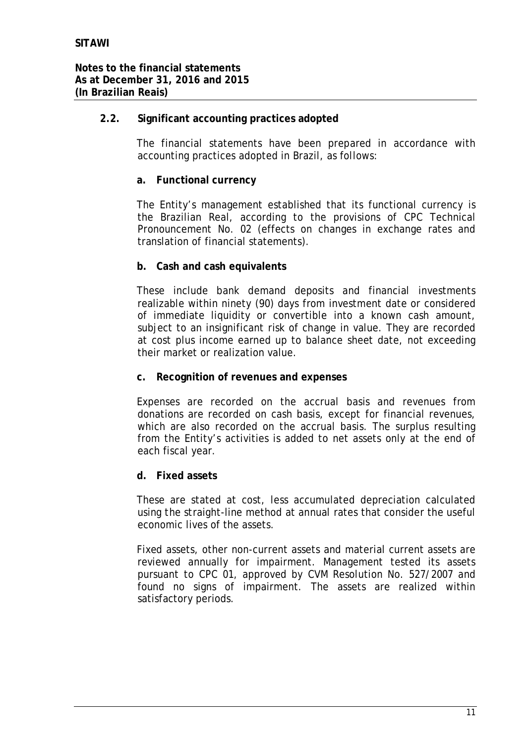### 2.2. Significant accounting practices adopted

The financial statements have been prepared in accordance with accounting practices adopted in Brazil, as follows:

**a. Functional currency**

The Entity's management established that its functional currency is the Brazilian Real, according to the provisions of CPC Technical Pronouncement No. 02 (effects on changes in exchange rates and translation of financial statements).

**b. Cash and cash equivalents**

These include bank demand deposits and financial investments realizable within ninety (90) days from investment date or considered of immediate liquidity or convertible into a known cash amount, subject to an insignificant risk of change in value. They are recorded at cost plus income earned up to balance sheet date, not exceeding their market or realization value.

**c. Recognition of revenues and expenses**

Expenses are recorded on the accrual basis and revenues from donations are recorded on cash basis, except for financial revenues, which are also recorded on the accrual basis. The surplus resulting from the Entity's activities is added to net assets only at the end of each fiscal year.

**d. Fixed assets**

These are stated at cost, less accumulated depreciation calculated using the straight-line method at annual rates that consider the useful economic lives of the assets.

Fixed assets, other non-current assets and material current assets are reviewed annually for impairment. Management tested its assets pursuant to CPC 01, approved by CVM Resolution No. 527/2007 and found no signs of impairment. The assets are realized within satisfactory periods.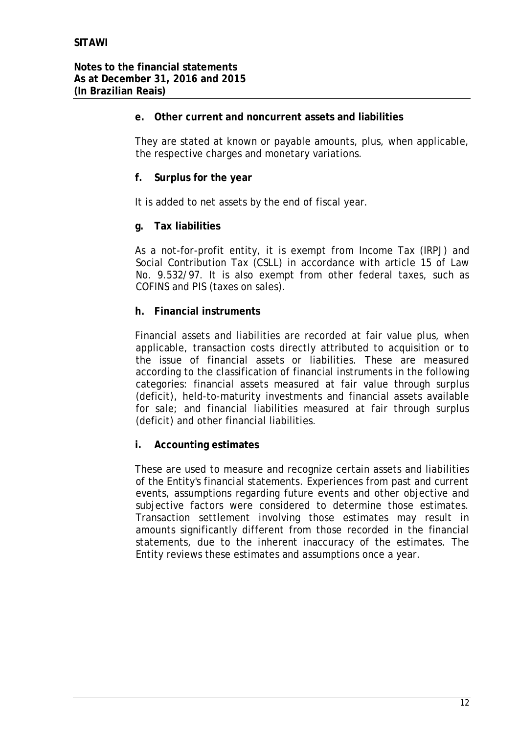**e. Other current and noncurrent assets and liabilities**

They are stated at known or payable amounts, plus, when applicable, the respective charges and monetary variations.

**f. Surplus for the year**

It is added to net assets by the end of fiscal year.

**g. Tax liabilities**

As a not-for-profit entity, it is exempt from Income Tax (IRPJ) and Social Contribution Tax (CSLL) in accordance with article 15 of Law No. 9.532/97. It is also exempt from other federal taxes, such as COFINS and PIS (taxes on sales).

**h. Financial instruments**

Financial assets and liabilities are recorded at fair value plus, when applicable, transaction costs directly attributed to acquisition or to the issue of financial assets or liabilities. These are measured according to the classification of financial instruments in the following categories: financial assets measured at fair value through surplus (deficit), held-to-maturity investments and financial assets available for sale; and financial liabilities measured at fair through surplus (deficit) and other financial liabilities.

**i. Accounting estimates**

These are used to measure and recognize certain assets and liabilities of the Entity's financial statements. Experiences from past and current events, assumptions regarding future events and other objective and subjective factors were considered to determine those estimates. Transaction settlement involving those estimates may result in amounts significantly different from those recorded in the financial statements, due to the inherent inaccuracy of the estimates. The Entity reviews these estimates and assumptions once a year.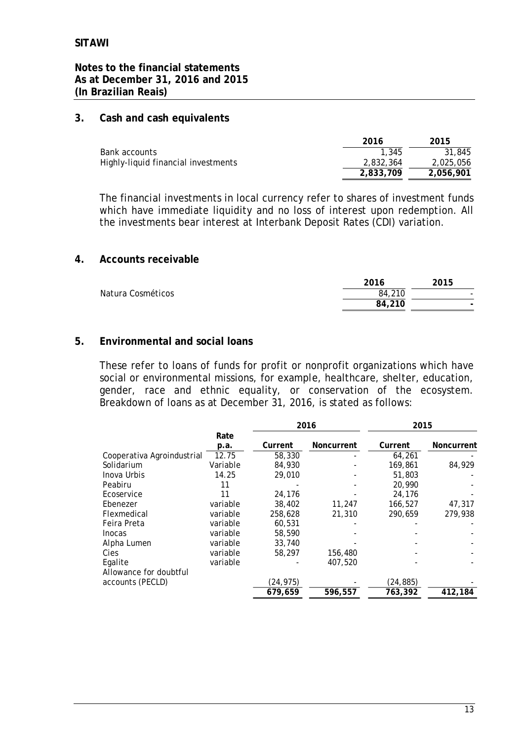## 3. Cash and cash equivalents

| | 2016 | 2015 |
|---|---|---|
| Bank accounts | 1,345 | 31,845 |
| Highly-liquid financial investments | 2,832,364 | 2,025,056 |
| | **2,833,709** | **2,056,901** |

The financial investments in local currency refer to shares of investment funds which have immediate liquidity and no loss of interest upon redemption. All the investments bear interest at Interbank Deposit Rates (CDI) variation.

## 4. Accounts receivable

| | 2016 | 2015 |
|---|---|---|
| Natura Cosméticos | 84,210 | - |
| | **84,210** | **-** |

## 5. Environmental and social loans

These refer to loans of funds for profit or nonprofit organizations which have social or environmental missions, for example, healthcare, shelter, education, gender, race and ethnic equality, or conservation of the ecosystem. Breakdown of loans as at December 31, 2016, is stated as follows:

| | | 2016 | | 2015 | |
|---|---|---|---|---|---|
| | Rate p.a. | Current | Noncurrent | Current | Noncurrent |
| Cooperativa Agroindustrial | 12.75 | 58,330 | - | 64,261 | - |
| Solidarium | Variable | 84,930 | - | 169,861 | 84,929 |
| Inova Urbis | 14.25 | 29,010 | - | 51,803 | - |
| Peabiru | 11 | - | - | 20,990 | - |
| Ecoservice | 11 | 24,176 | - | 24,176 | - |
| Ebenezer | variable | 38,402 | 11,247 | 166,527 | 47,317 |
| Flexmedical | variable | 258,628 | 21,310 | 290,659 | 279,938 |
| Feira Preta | variable | 60,531 | - | - | - |
| Inocas | variable | 58,590 | - | - | - |
| Alpha Lumen | variable | 33,740 | - | - | - |
| Cies | variable | 58,297 | 156,480 | - | - |
| Egalite | variable | - | 407,520 | - | - |
| Allowance for doubtful accounts (PECLD) | | (24,975) | - | (24,885) | - |
| | | **679,659** | **596,557** | **763,392** | **412,184** |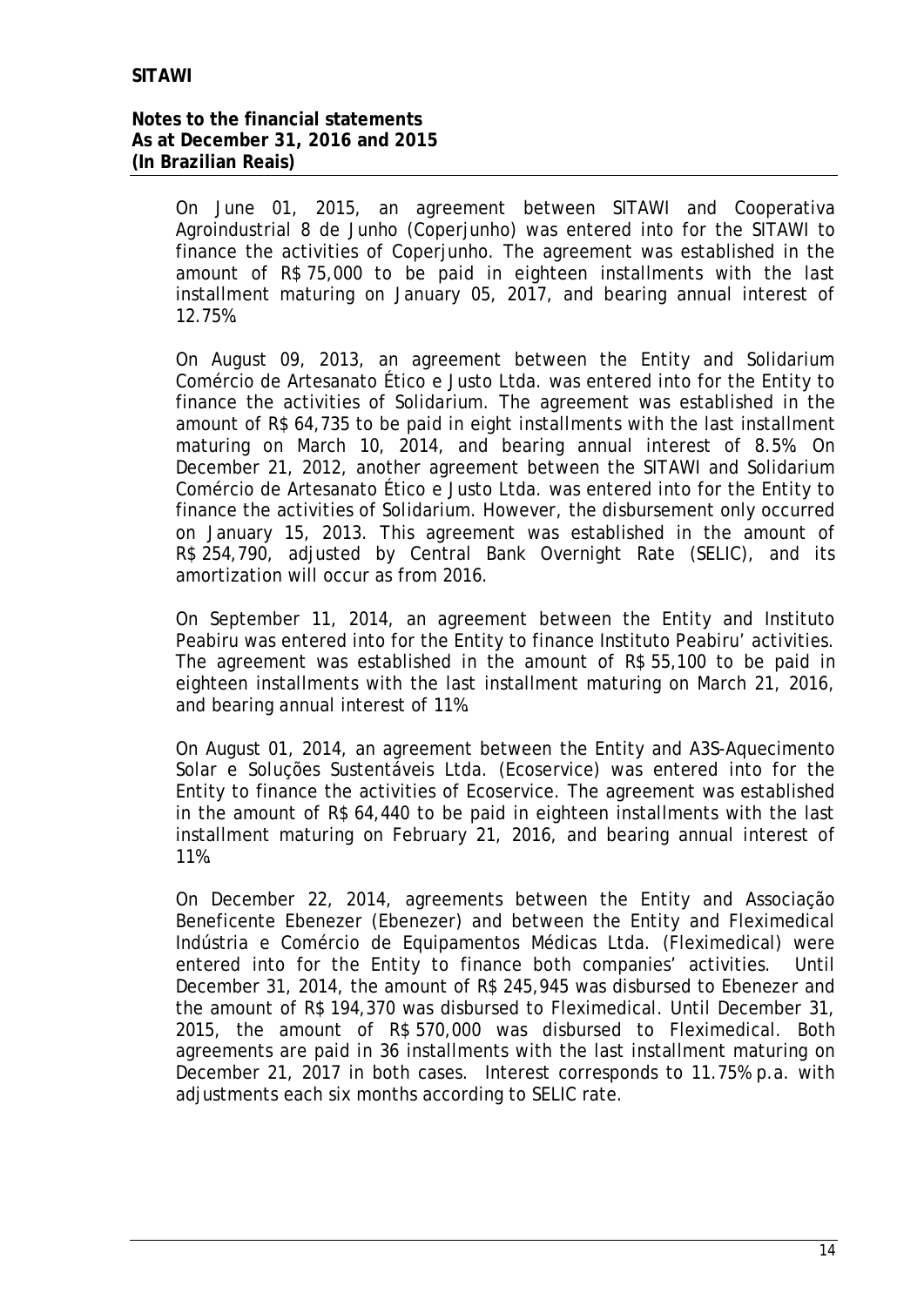On June 01, 2015, an agreement between SITAWI and Cooperativa Agroindustrial 8 de Junho (Coperjunho) was entered into for the SITAWI to finance the activities of Coperjunho. The agreement was established in the amount of R$ 75,000 to be paid in eighteen installments with the last installment maturing on January 05, 2017, and bearing annual interest of 12.75%.

On August 09, 2013, an agreement between the Entity and Solidarium Comércio de Artesanato Ético e Justo Ltda. was entered into for the Entity to finance the activities of Solidarium. The agreement was established in the amount of R$ 64,735 to be paid in eight installments with the last installment maturing on March 10, 2014, and bearing annual interest of 8.5%. On December 21, 2012, another agreement between the SITAWI and Solidarium Comércio de Artesanato Ético e Justo Ltda. was entered into for the Entity to finance the activities of Solidarium. However, the disbursement only occurred on January 15, 2013. This agreement was established in the amount of R$ 254,790, adjusted by Central Bank Overnight Rate (SELIC), and its amortization will occur as from 2016.

On September 11, 2014, an agreement between the Entity and Instituto Peabiru was entered into for the Entity to finance Instituto Peabiru' activities. The agreement was established in the amount of R$ 55,100 to be paid in eighteen installments with the last installment maturing on March 21, 2016, and bearing annual interest of 11%.

On August 01, 2014, an agreement between the Entity and A3S-Aquecimento Solar e Soluções Sustentáveis Ltda. (Ecoservice) was entered into for the Entity to finance the activities of Ecoservice. The agreement was established in the amount of R$ 64,440 to be paid in eighteen installments with the last installment maturing on February 21, 2016, and bearing annual interest of 11%.

On December 22, 2014, agreements between the Entity and Associação Beneficente Ebenezer (Ebenezer) and between the Entity and Fleximedical Indústria e Comércio de Equipamentos Médicas Ltda. (Fleximedical) were entered into for the Entity to finance both companies' activities. Until December 31, 2014, the amount of R$ 245,945 was disbursed to Ebenezer and the amount of R$ 194,370 was disbursed to Fleximedical. Until December 31, 2015, the amount of R$ 570,000 was disbursed to Fleximedical. Both agreements are paid in 36 installments with the last installment maturing on December 21, 2017 in both cases. Interest corresponds to 11.75% p.a. with adjustments each six months according to SELIC rate.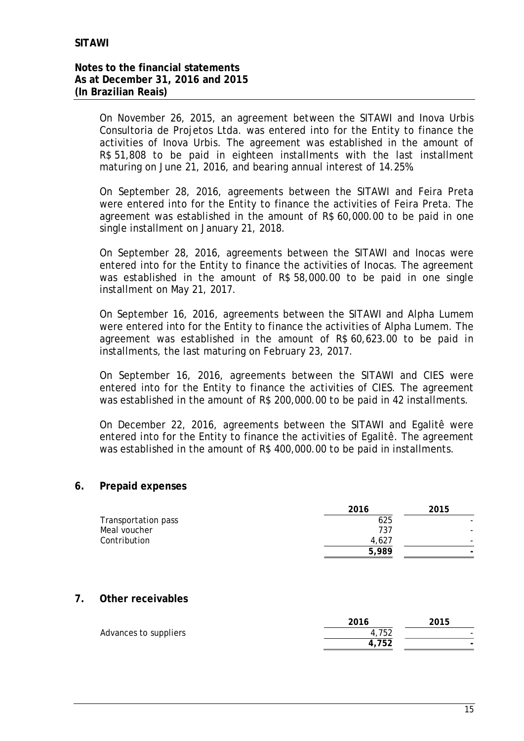On November 26, 2015, an agreement between the SITAWI and Inova Urbis Consultoria de Projetos Ltda. was entered into for the Entity to finance the activities of Inova Urbis. The agreement was established in the amount of R$ 51,808 to be paid in eighteen installments with the last installment maturing on June 21, 2016, and bearing annual interest of 14.25%.

On September 28, 2016, agreements between the SITAWI and Feira Preta were entered into for the Entity to finance the activities of Feira Preta. The agreement was established in the amount of R$ 60,000.00 to be paid in one single installment on January 21, 2018.

On September 28, 2016, agreements between the SITAWI and Inocas were entered into for the Entity to finance the activities of Inocas. The agreement was established in the amount of R$ 58,000.00 to be paid in one single installment on May 21, 2017.

On September 16, 2016, agreements between the SITAWI and Alpha Lumem were entered into for the Entity to finance the activities of Alpha Lumem. The agreement was established in the amount of R$ 60,623.00 to be paid in installments, the last maturing on February 23, 2017.

On September 16, 2016, agreements between the SITAWI and CIES were entered into for the Entity to finance the activities of CIES. The agreement was established in the amount of R$ 200,000.00 to be paid in 42 installments.

On December 22, 2016, agreements between the SITAWI and Egalitê were entered into for the Entity to finance the activities of Egalitê. The agreement was established in the amount of R$ 400,000.00 to be paid in installments.

## 6. Prepaid expenses

| | 2016 | 2015 |
|---|---|---|
| Transportation pass | 625 | - |
| Meal voucher | 737 | - |
| Contribution | 4,627 | - |
| | **5,989** | **-** |

## 7. Other receivables

| | 2016 | 2015 |
|---|---|---|
| Advances to suppliers | 4,752 | - |
| | **4,752** | **-** |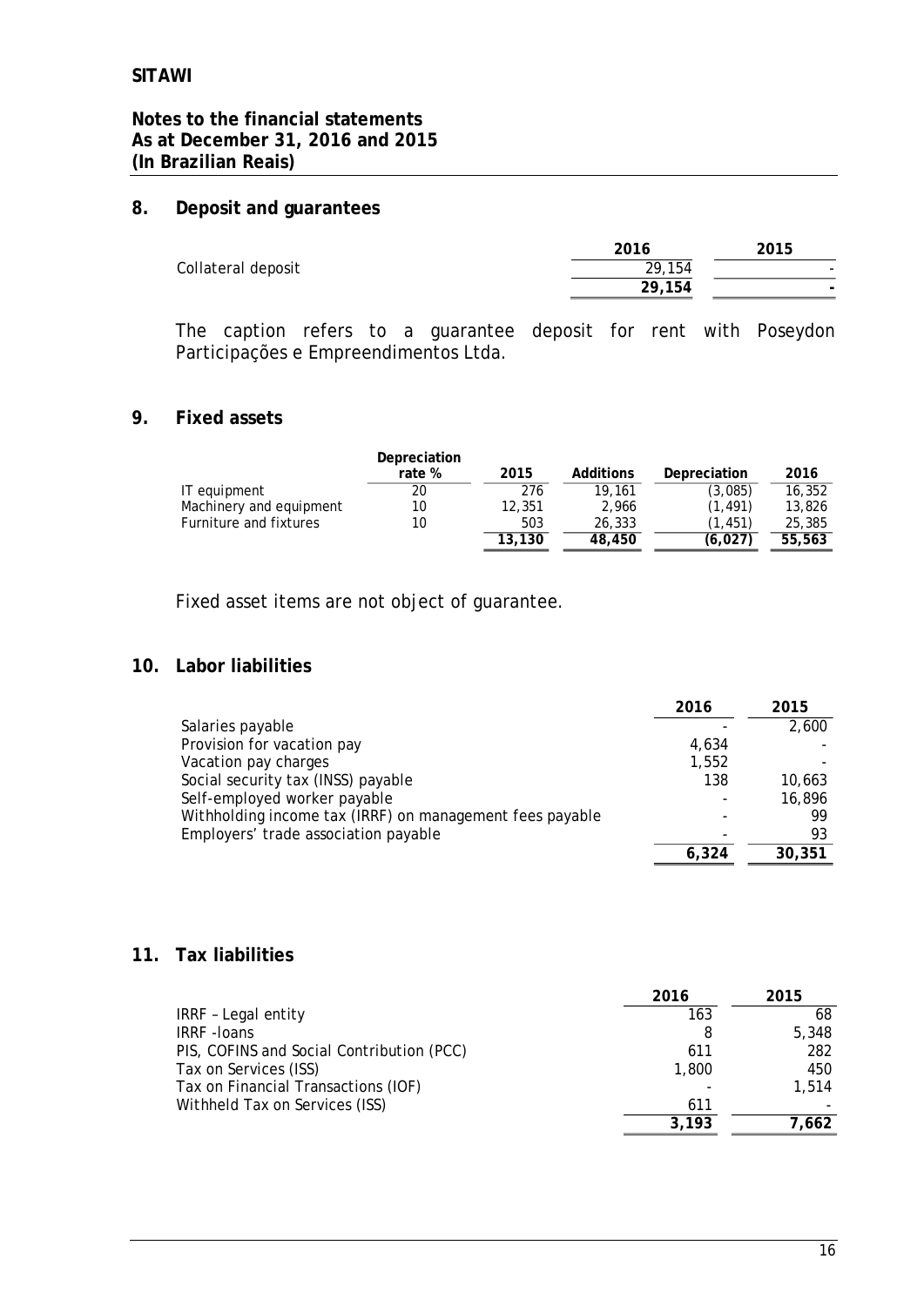**SITAWI**

**Notes to the financial statements**
**As at December 31, 2016 and 2015**
**(In Brazilian Reais)**

## 8. Deposit and guarantees

| | 2016 | 2015 |
|---|---|---|
| Collateral deposit | 29,154 | - |
| | **29,154** | **-** |

The caption refers to a guarantee deposit for rent with Poseydon Participações e Empreendimentos Ltda.

## 9. Fixed assets

| | Depreciation rate % | 2015 | Additions | Depreciation | 2016 |
|---|---|---|---|---|---|
| IT equipment | 20 | 276 | 19,161 | (3,085) | 16,352 |
| Machinery and equipment | 10 | 12,351 | 2,966 | (1,491) | 13,826 |
| Furniture and fixtures | 10 | 503 | 26,333 | (1,451) | 25,385 |
| | | **13,130** | **48,450** | **(6,027)** | **55,563** |

Fixed asset items are not object of guarantee.

## 10. Labor liabilities

| | 2016 | 2015 |
|---|---|---|
| Salaries payable | - | 2,600 |
| Provision for vacation pay | 4,634 | - |
| Vacation pay charges | 1,552 | - |
| Social security tax (INSS) payable | 138 | 10,663 |
| Self-employed worker payable | - | 16,896 |
| Withholding income tax (IRRF) on management fees payable | - | 99 |
| Employers' trade association payable | - | 93 |
| | **6,324** | **30,351** |

## 11. Tax liabilities

| | 2016 | 2015 |
|---|---|---|
| IRRF – Legal entity | 163 | 68 |
| IRRF -loans | 8 | 5,348 |
| PIS, COFINS and Social Contribution (PCC) | 611 | 282 |
| Tax on Services (ISS) | 1,800 | 450 |
| Tax on Financial Transactions (IOF) | - | 1,514 |
| Withheld Tax on Services (ISS) | 611 | - |
| | **3,193** | **7,662** |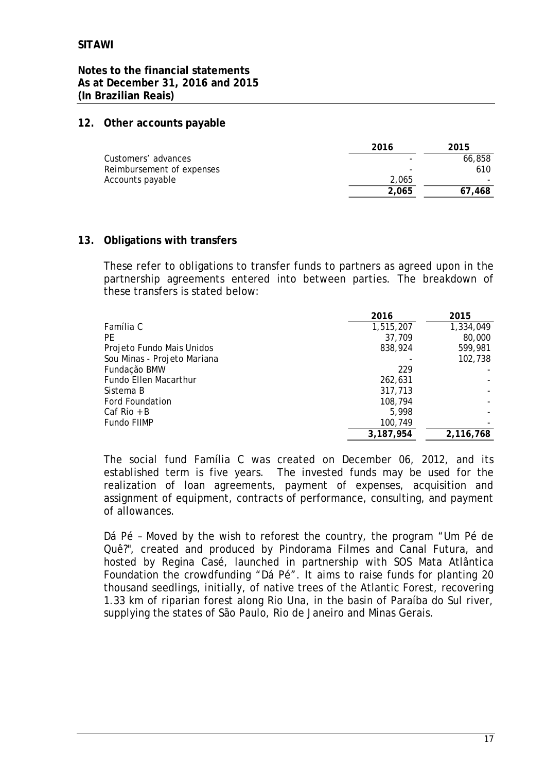## 12. Other accounts payable

| | 2016 | 2015 |
|---|---|---|
| Customers' advances | - | 66,858 |
| Reimbursement of expenses | - | 610 |
| Accounts payable | 2,065 | - |
| | **2,065** | **67,468** |

## 13. Obligations with transfers

These refer to obligations to transfer funds to partners as agreed upon in the partnership agreements entered into between parties. The breakdown of these transfers is stated below:

| | 2016 | 2015 |
|---|---|---|
| Família C | 1,515,207 | 1,334,049 |
| PE | 37,709 | 80,000 |
| Projeto Fundo Mais Unidos | 838,924 | 599,981 |
| Sou Minas - Projeto Mariana | - | 102,738 |
| Fundação BMW | 229 | - |
| Fundo Ellen Macarthur | 262,631 | - |
| Sistema B | 317,713 | - |
| Ford Foundation | 108,794 | - |
| Caf Rio + B | 5,998 | - |
| Fundo FIIMP | 100,749 | - |
| | **3,187,954** | **2,116,768** |

The social fund Família C was created on December 06, 2012, and its established term is five years. The invested funds may be used for the realization of loan agreements, payment of expenses, acquisition and assignment of equipment, contracts of performance, consulting, and payment of allowances.

Dá Pé – Moved by the wish to reforest the country, the program "Um Pé de Quê?", created and produced by Pindorama Filmes and Canal Futura, and hosted by Regina Casé, launched in partnership with SOS Mata Atlântica Foundation the crowdfunding "Dá Pé". It aims to raise funds for planting 20 thousand seedlings, initially, of native trees of the Atlantic Forest, recovering 1.33 km of riparian forest along Rio Una, in the basin of Paraíba do Sul river, supplying the states of São Paulo, Rio de Janeiro and Minas Gerais.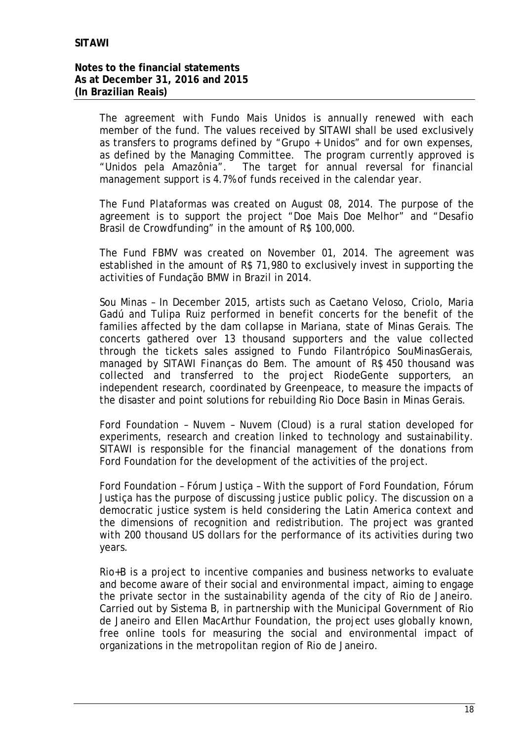The agreement with Fundo Mais Unidos is annually renewed with each member of the fund. The values received by SITAWI shall be used exclusively as transfers to programs defined by "Grupo + Unidos" and for own expenses, as defined by the Managing Committee. The program currently approved is "Unidos pela Amazônia". The target for annual reversal for financial management support is 4.7% of funds received in the calendar year.

The Fund Plataformas was created on August 08, 2014. The purpose of the agreement is to support the project "Doe Mais Doe Melhor" and "Desafio Brasil de Crowdfunding" in the amount of R$ 100,000.

The Fund FBMV was created on November 01, 2014. The agreement was established in the amount of R$ 71,980 to exclusively invest in supporting the activities of Fundação BMW in Brazil in 2014.

Sou Minas – In December 2015, artists such as Caetano Veloso, Criolo, Maria Gadú and Tulipa Ruiz performed in benefit concerts for the benefit of the families affected by the dam collapse in Mariana, state of Minas Gerais. The concerts gathered over 13 thousand supporters and the value collected through the tickets sales assigned to Fundo Filantrópico SouMinasGerais, managed by SITAWI Finanças do Bem. The amount of R$ 450 thousand was collected and transferred to the project RiodeGente supporters, an independent research, coordinated by Greenpeace, to measure the impacts of the disaster and point solutions for rebuilding Rio Doce Basin in Minas Gerais.

Ford Foundation – Nuvem – Nuvem (Cloud) is a rural station developed for experiments, research and creation linked to technology and sustainability. SITAWI is responsible for the financial management of the donations from Ford Foundation for the development of the activities of the project.

Ford Foundation – Fórum Justiça – With the support of Ford Foundation, Fórum Justiça has the purpose of discussing justice public policy. The discussion on a democratic justice system is held considering the Latin America context and the dimensions of recognition and redistribution. The project was granted with 200 thousand US dollars for the performance of its activities during two years.

Rio+B is a project to incentive companies and business networks to evaluate and become aware of their social and environmental impact, aiming to engage the private sector in the sustainability agenda of the city of Rio de Janeiro. Carried out by Sistema B, in partnership with the Municipal Government of Rio de Janeiro and Ellen MacArthur Foundation, the project uses globally known, free online tools for measuring the social and environmental impact of organizations in the metropolitan region of Rio de Janeiro.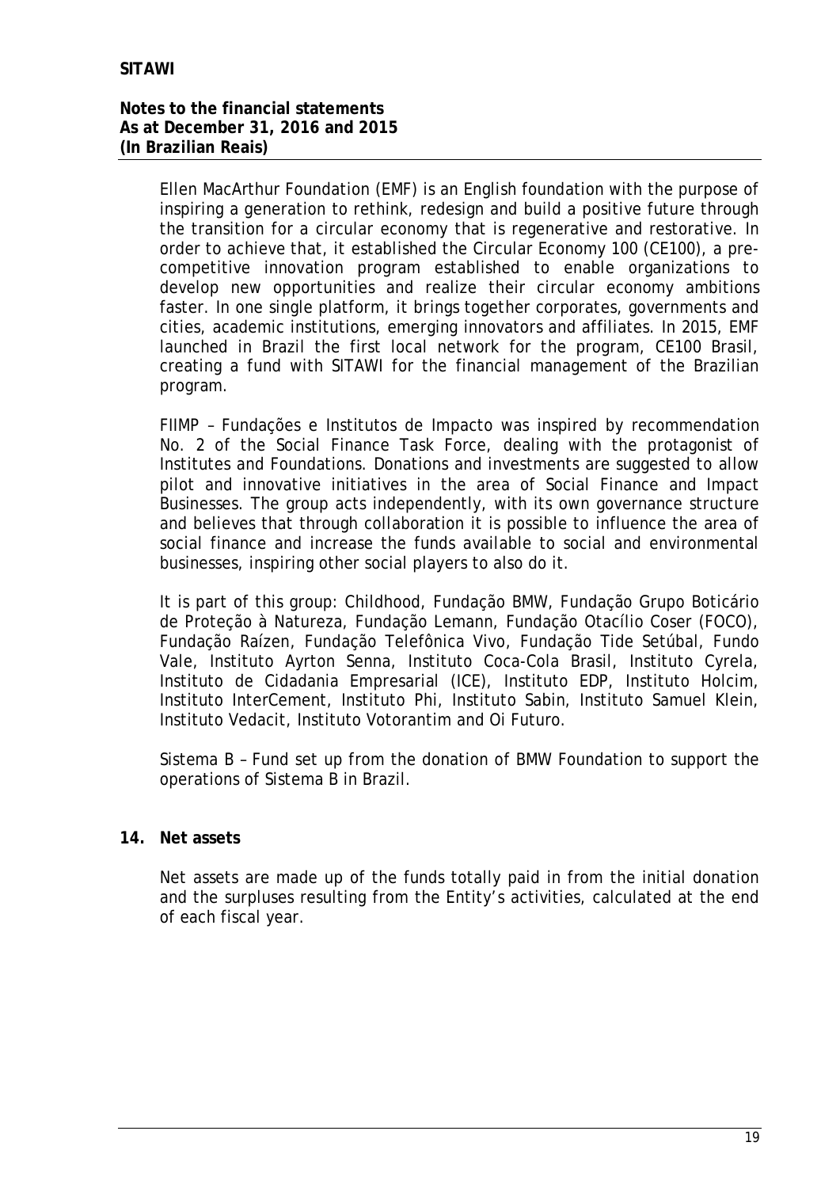Ellen MacArthur Foundation (EMF) is an English foundation with the purpose of inspiring a generation to rethink, redesign and build a positive future through the transition for a circular economy that is regenerative and restorative. In order to achieve that, it established the Circular Economy 100 (CE100), a pre-competitive innovation program established to enable organizations to develop new opportunities and realize their circular economy ambitions faster. In one single platform, it brings together corporates, governments and cities, academic institutions, emerging innovators and affiliates. In 2015, EMF launched in Brazil the first local network for the program, CE100 Brasil, creating a fund with SITAWI for the financial management of the Brazilian program.

FIIMP – Fundações e Institutos de Impacto was inspired by recommendation No. 2 of the Social Finance Task Force, dealing with the protagonist of Institutes and Foundations. Donations and investments are suggested to allow pilot and innovative initiatives in the area of Social Finance and Impact Businesses. The group acts independently, with its own governance structure and believes that through collaboration it is possible to influence the area of social finance and increase the funds available to social and environmental businesses, inspiring other social players to also do it.

It is part of this group: Childhood, Fundação BMW, Fundação Grupo Boticário de Proteção à Natureza, Fundação Lemann, Fundação Otacílio Coser (FOCO), Fundação Raízen, Fundação Telefônica Vivo, Fundação Tide Setúbal, Fundo Vale, Instituto Ayrton Senna, Instituto Coca-Cola Brasil, Instituto Cyrela, Instituto de Cidadania Empresarial (ICE), Instituto EDP, Instituto Holcim, Instituto InterCement, Instituto Phi, Instituto Sabin, Instituto Samuel Klein, Instituto Vedacit, Instituto Votorantim and Oi Futuro.

Sistema B – Fund set up from the donation of BMW Foundation to support the operations of Sistema B in Brazil.

## 14. Net assets

Net assets are made up of the funds totally paid in from the initial donation and the surpluses resulting from the Entity's activities, calculated at the end of each fiscal year.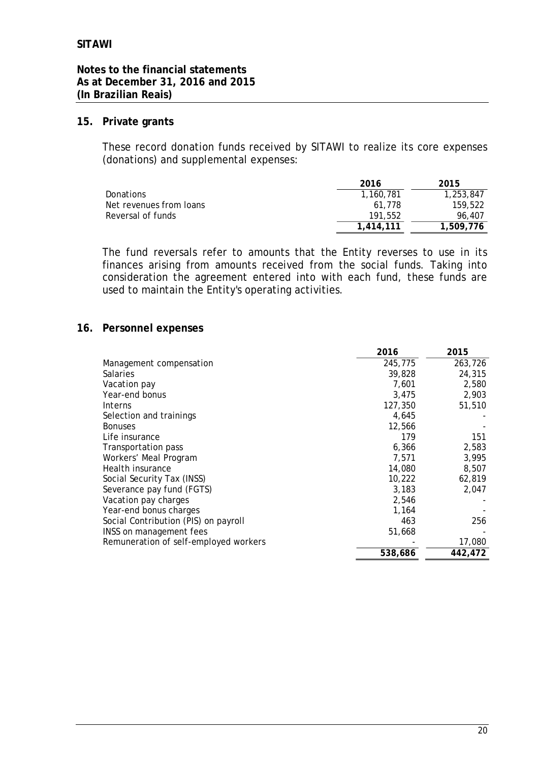## 15. Private grants

These record donation funds received by SITAWI to realize its core expenses (donations) and supplemental expenses:

| | 2016 | 2015 |
|---|---|---|
| Donations | 1,160,781 | 1,253,847 |
| Net revenues from loans | 61,778 | 159,522 |
| Reversal of funds | 191,552 | 96,407 |
| | **1,414,111** | **1,509,776** |

The fund reversals refer to amounts that the Entity reverses to use in its finances arising from amounts received from the social funds. Taking into consideration the agreement entered into with each fund, these funds are used to maintain the Entity's operating activities.

## 16. Personnel expenses

| | 2016 | 2015 |
|---|---|---|
| Management compensation | 245,775 | 263,726 |
| Salaries | 39,828 | 24,315 |
| Vacation pay | 7,601 | 2,580 |
| Year-end bonus | 3,475 | 2,903 |
| Interns | 127,350 | 51,510 |
| Selection and trainings | 4,645 | - |
| Bonuses | 12,566 | - |
| Life insurance | 179 | 151 |
| Transportation pass | 6,366 | 2,583 |
| Workers' Meal Program | 7,571 | 3,995 |
| Health insurance | 14,080 | 8,507 |
| Social Security Tax (INSS) | 10,222 | 62,819 |
| Severance pay fund (FGTS) | 3,183 | 2,047 |
| Vacation pay charges | 2,546 | - |
| Year-end bonus charges | 1,164 | - |
| Social Contribution (PIS) on payroll | 463 | 256 |
| INSS on management fees | 51,668 | - |
| Remuneration of self-employed workers | - | 17,080 |
| | **538,686** | **442,472** |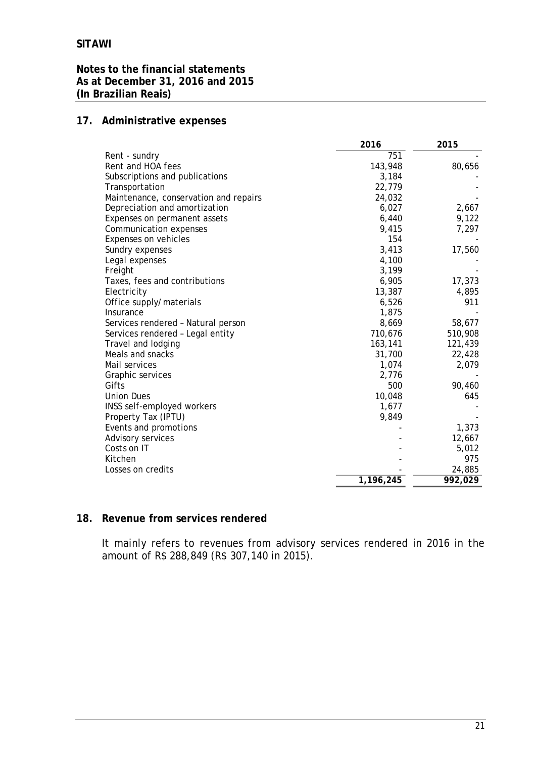**SITAWI**

**Notes to the financial statements**
**As at December 31, 2016 and 2015**
**(In Brazilian Reais)**

## 17. Administrative expenses

| | 2016 | 2015 |
|---|---|---|
| Rent - sundry | 751 | - |
| Rent and HOA fees | 143,948 | 80,656 |
| Subscriptions and publications | 3,184 | - |
| Transportation | 22,779 | - |
| Maintenance, conservation and repairs | 24,032 | - |
| Depreciation and amortization | 6,027 | 2,667 |
| Expenses on permanent assets | 6,440 | 9,122 |
| Communication expenses | 9,415 | 7,297 |
| Expenses on vehicles | 154 | - |
| Sundry expenses | 3,413 | 17,560 |
| Legal expenses | 4,100 | - |
| Freight | 3,199 | - |
| Taxes, fees and contributions | 6,905 | 17,373 |
| Electricity | 13,387 | 4,895 |
| Office supply/materials | 6,526 | 911 |
| Insurance | 1,875 | - |
| Services rendered – Natural person | 8,669 | 58,677 |
| Services rendered – Legal entity | 710,676 | 510,908 |
| Travel and lodging | 163,141 | 121,439 |
| Meals and snacks | 31,700 | 22,428 |
| Mail services | 1,074 | 2,079 |
| Graphic services | 2,776 | - |
| Gifts | 500 | 90,460 |
| Union Dues | 10,048 | 645 |
| INSS self-employed workers | 1,677 | - |
| Property Tax (IPTU) | 9,849 | - |
| Events and promotions | - | 1,373 |
| Advisory services | - | 12,667 |
| Costs on IT | - | 5,012 |
| Kitchen | - | 975 |
| Losses on credits | - | 24,885 |
| | **1,196,245** | **992,029** |

## 18. Revenue from services rendered

It mainly refers to revenues from advisory services rendered in 2016 in the amount of R$ 288,849 (R$ 307,140 in 2015).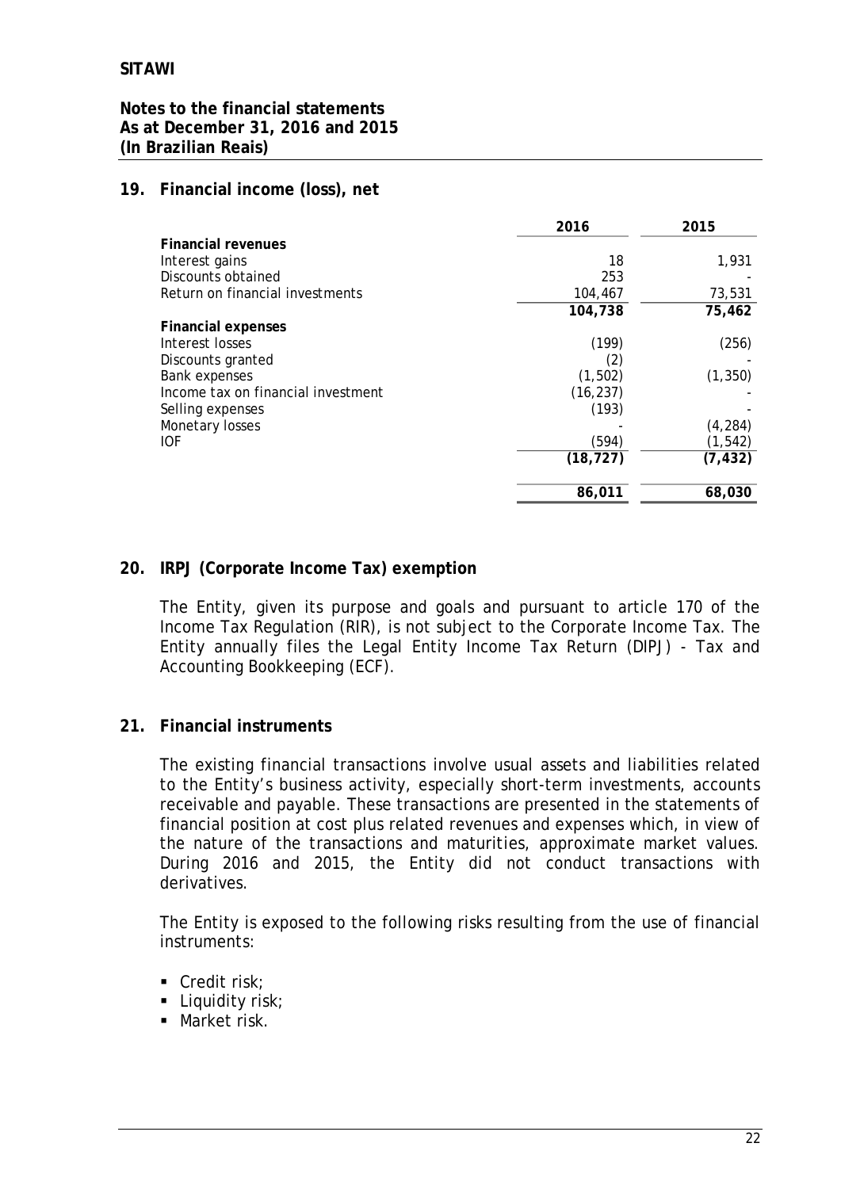**SITAWI**

**Notes to the financial statements**
**As at December 31, 2016 and 2015**
**(In Brazilian Reais)**

## 19. Financial income (loss), net

| | 2016 | 2015 |
|---|---|---|
| **Financial revenues** | | |
| Interest gains | 18 | 1,931 |
| Discounts obtained | 253 | - |
| Return on financial investments | 104,467 | 73,531 |
| | **104,738** | **75,462** |
| **Financial expenses** | | |
| Interest losses | (199) | (256) |
| Discounts granted | (2) | - |
| Bank expenses | (1,502) | (1,350) |
| Income tax on financial investment | (16,237) | - |
| Selling expenses | (193) | - |
| Monetary losses | - | (4,284) |
| IOF | (594) | (1,542) |
| | **(18,727)** | **(7,432)** |
| | **86,011** | **68,030** |

## 20. IRPJ (Corporate Income Tax) exemption

The Entity, given its purpose and goals and pursuant to article 170 of the Income Tax Regulation (RIR), is not subject to the Corporate Income Tax. The Entity annually files the Legal Entity Income Tax Return (DIPJ) - Tax and Accounting Bookkeeping (ECF).

## 21. Financial instruments

The existing financial transactions involve usual assets and liabilities related to the Entity's business activity, especially short-term investments, accounts receivable and payable. These transactions are presented in the statements of financial position at cost plus related revenues and expenses which, in view of the nature of the transactions and maturities, approximate market values. During 2016 and 2015, the Entity did not conduct transactions with derivatives.

The Entity is exposed to the following risks resulting from the use of financial instruments:

- Credit risk;
- Liquidity risk;
- Market risk.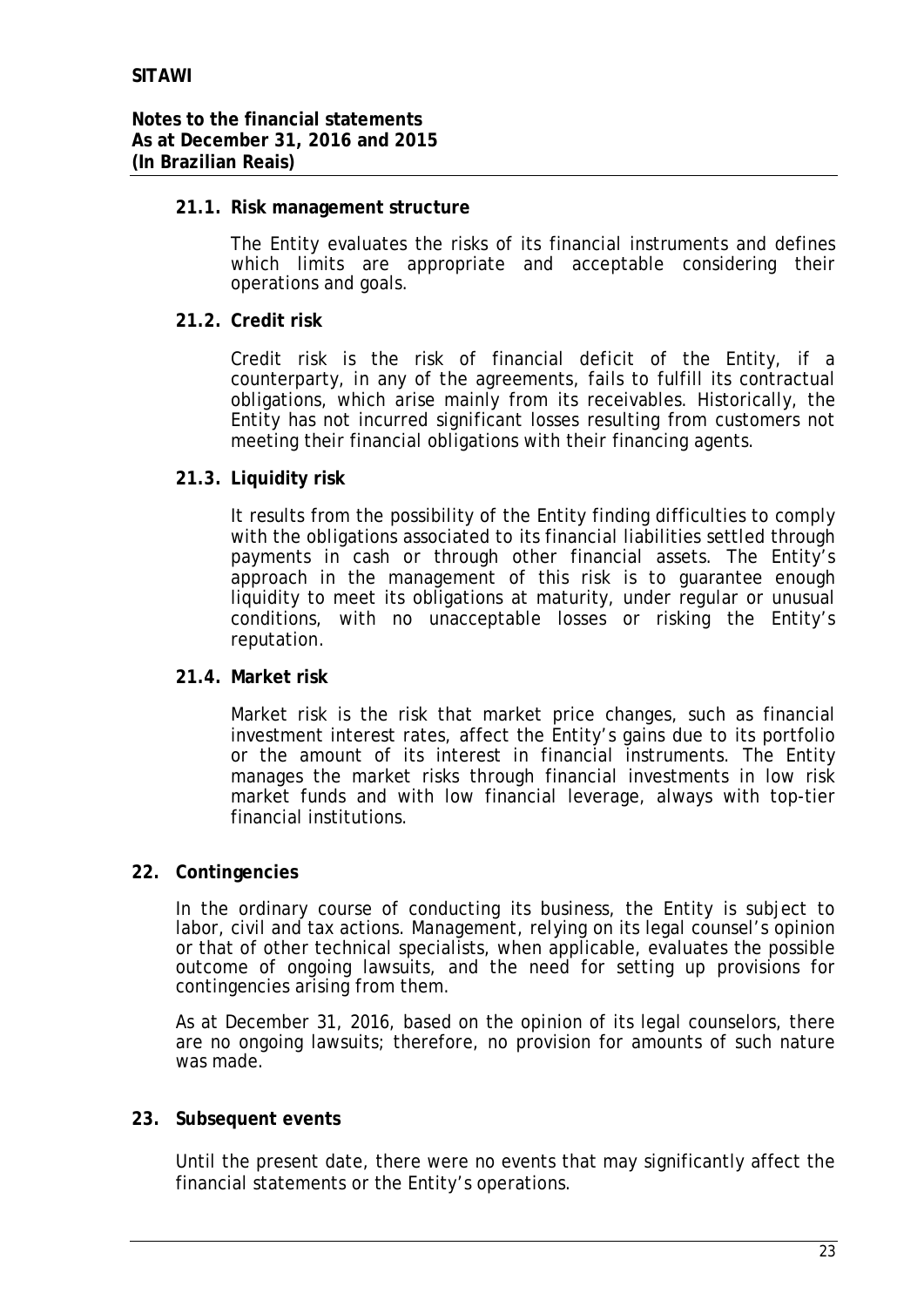### 21.1. Risk management structure

The Entity evaluates the risks of its financial instruments and defines which limits are appropriate and acceptable considering their operations and goals.

### 21.2. Credit risk

Credit risk is the risk of financial deficit of the Entity, if a counterparty, in any of the agreements, fails to fulfill its contractual obligations, which arise mainly from its receivables. Historically, the Entity has not incurred significant losses resulting from customers not meeting their financial obligations with their financing agents.

### 21.3. Liquidity risk

It results from the possibility of the Entity finding difficulties to comply with the obligations associated to its financial liabilities settled through payments in cash or through other financial assets. The Entity's approach in the management of this risk is to guarantee enough liquidity to meet its obligations at maturity, under regular or unusual conditions, with no unacceptable losses or risking the Entity's reputation.

### 21.4. Market risk

Market risk is the risk that market price changes, such as financial investment interest rates, affect the Entity's gains due to its portfolio or the amount of its interest in financial instruments. The Entity manages the market risks through financial investments in low risk market funds and with low financial leverage, always with top-tier financial institutions.

## 22. Contingencies

In the ordinary course of conducting its business, the Entity is subject to labor, civil and tax actions. Management, relying on its legal counsel's opinion or that of other technical specialists, when applicable, evaluates the possible outcome of ongoing lawsuits, and the need for setting up provisions for contingencies arising from them.

As at December 31, 2016, based on the opinion of its legal counselors, there are no ongoing lawsuits; therefore, no provision for amounts of such nature was made.

## 23. Subsequent events

Until the present date, there were no events that may significantly affect the financial statements or the Entity's operations.